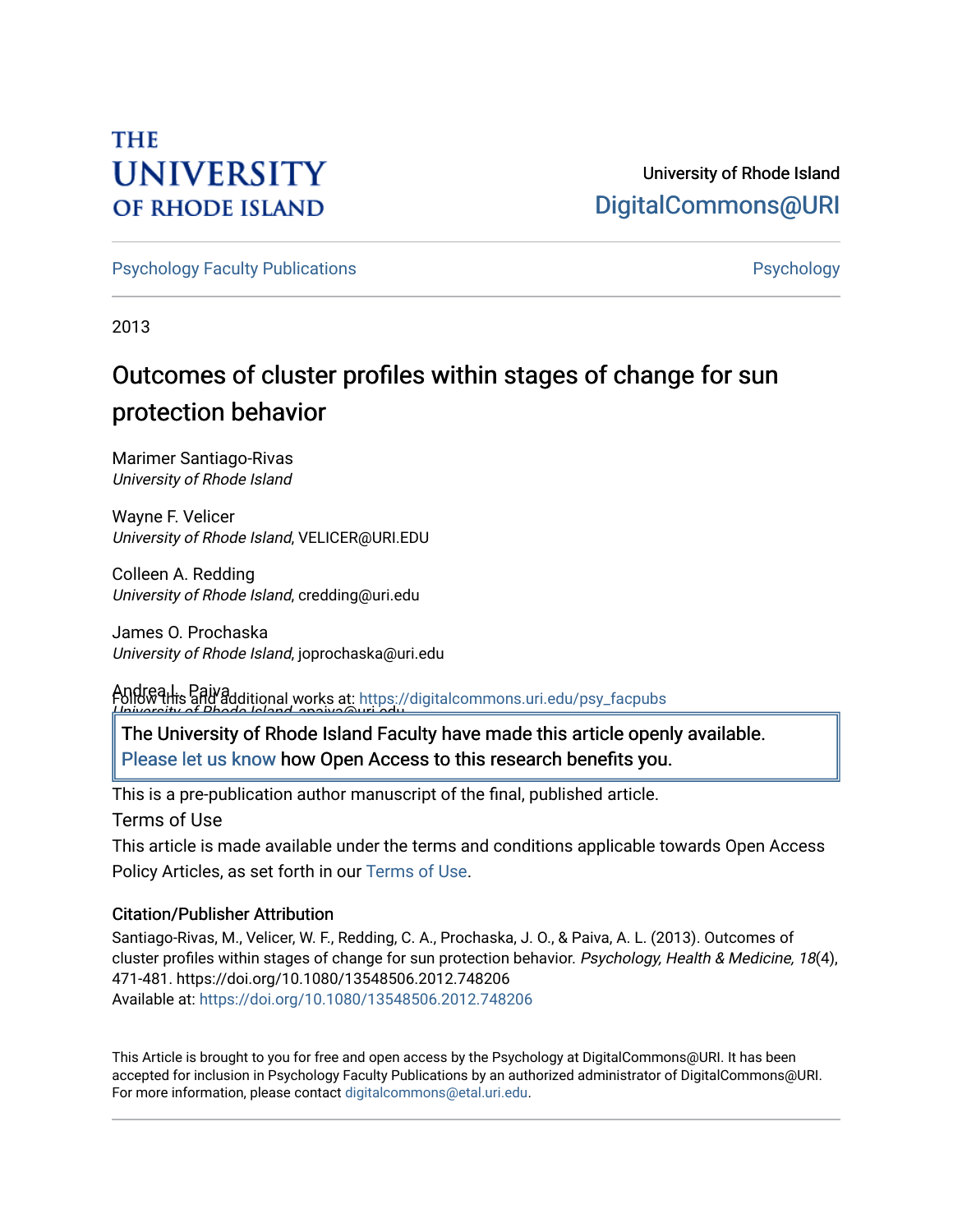THE UNIVERSITY OF RHODE ISLAND

University of Rhode Island
DigitalCommons@URI

Psychology Faculty Publications

Psychology

2013

# Outcomes of cluster profiles within stages of change for sun protection behavior

Marimer Santiago-Rivas
*University of Rhode Island*

Wayne F. Velicer
*University of Rhode Island*, VELICER@URI.EDU

Colleen A. Redding
*University of Rhode Island*, credding@uri.edu

James O. Prochaska
*University of Rhode Island*, joprochaska@uri.edu

Andrea L. Paiva
*University of Rhode Island*, apaiva@uri.edu

Follow this and additional works at: https://digitalcommons.uri.edu/psy_facpubs

The University of Rhode Island Faculty have made this article openly available. Please let us know how Open Access to this research benefits you.

This is a pre-publication author manuscript of the final, published article.

Terms of Use

This article is made available under the terms and conditions applicable towards Open Access Policy Articles, as set forth in our Terms of Use.

### Citation/Publisher Attribution

Santiago-Rivas, M., Velicer, W. F., Redding, C. A., Prochaska, J. O., & Paiva, A. L. (2013). Outcomes of cluster profiles within stages of change for sun protection behavior. *Psychology, Health & Medicine, 18*(4), 471-481. https://doi.org/10.1080/13548506.2012.748206
Available at: https://doi.org/10.1080/13548506.2012.748206

This Article is brought to you for free and open access by the Psychology at DigitalCommons@URI. It has been accepted for inclusion in Psychology Faculty Publications by an authorized administrator of DigitalCommons@URI. For more information, please contact digitalcommons@etal.uri.edu.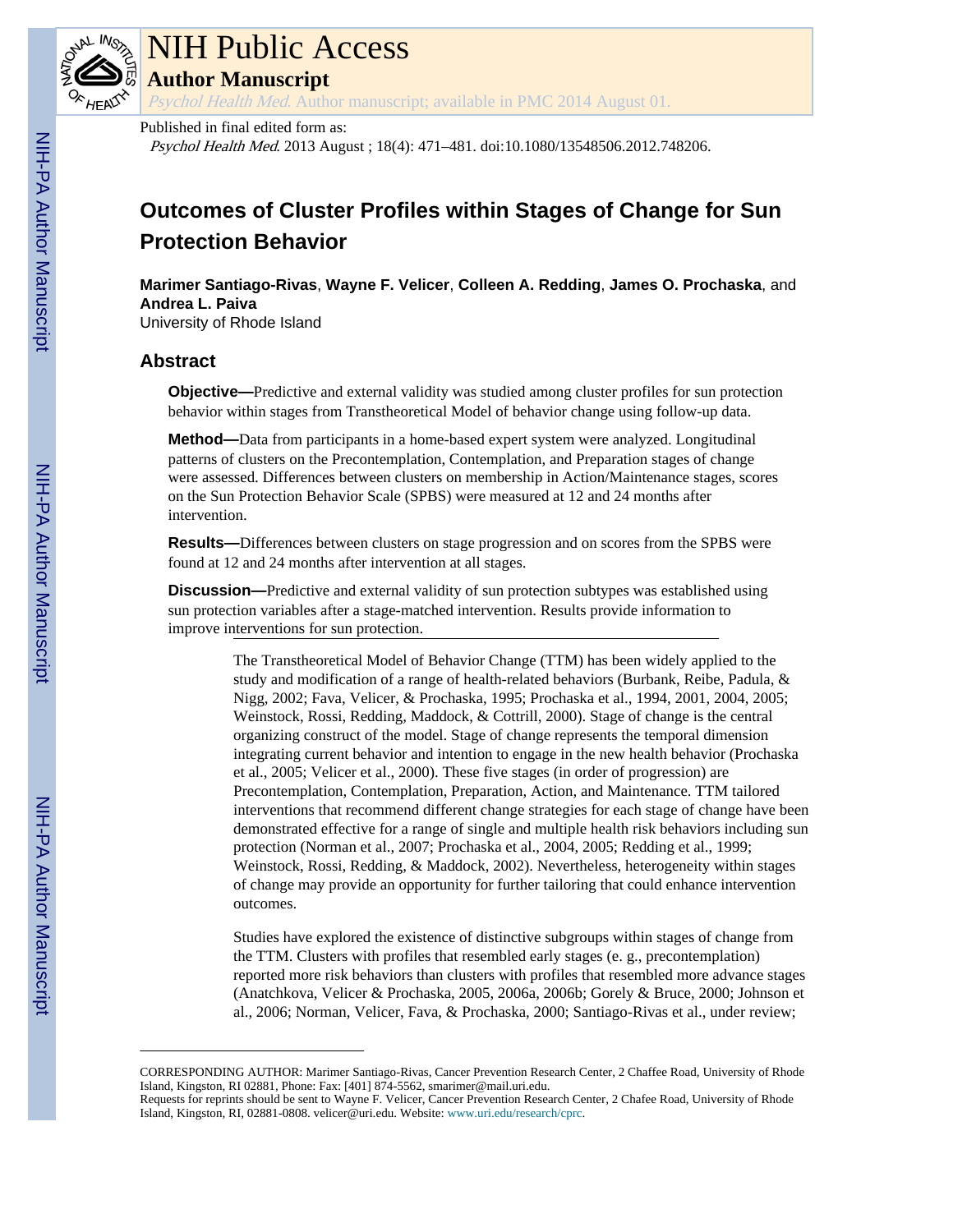Published in final edited form as:

*Psychol Health Med*. 2013 August ; 18(4): 471–481. doi:10.1080/13548506.2012.748206.

# Outcomes of Cluster Profiles within Stages of Change for Sun Protection Behavior

**Marimer Santiago-Rivas**, **Wayne F. Velicer**, **Colleen A. Redding**, **James O. Prochaska**, and **Andrea L. Paiva**

University of Rhode Island

## Abstract

**Objective—**Predictive and external validity was studied among cluster profiles for sun protection behavior within stages from Transtheoretical Model of behavior change using follow-up data.

**Method—**Data from participants in a home-based expert system were analyzed. Longitudinal patterns of clusters on the Precontemplation, Contemplation, and Preparation stages of change were assessed. Differences between clusters on membership in Action/Maintenance stages, scores on the Sun Protection Behavior Scale (SPBS) were measured at 12 and 24 months after intervention.

**Results—**Differences between clusters on stage progression and on scores from the SPBS were found at 12 and 24 months after intervention at all stages.

**Discussion—**Predictive and external validity of sun protection subtypes was established using sun protection variables after a stage-matched intervention. Results provide information to improve interventions for sun protection.

The Transtheoretical Model of Behavior Change (TTM) has been widely applied to the study and modification of a range of health-related behaviors (Burbank, Reibe, Padula, & Nigg, 2002; Fava, Velicer, & Prochaska, 1995; Prochaska et al., 1994, 2001, 2004, 2005; Weinstock, Rossi, Redding, Maddock, & Cottrill, 2000). Stage of change is the central organizing construct of the model. Stage of change represents the temporal dimension integrating current behavior and intention to engage in the new health behavior (Prochaska et al., 2005; Velicer et al., 2000). These five stages (in order of progression) are Precontemplation, Contemplation, Preparation, Action, and Maintenance. TTM tailored interventions that recommend different change strategies for each stage of change have been demonstrated effective for a range of single and multiple health risk behaviors including sun protection (Norman et al., 2007; Prochaska et al., 2004, 2005; Redding et al., 1999; Weinstock, Rossi, Redding, & Maddock, 2002). Nevertheless, heterogeneity within stages of change may provide an opportunity for further tailoring that could enhance intervention outcomes.

Studies have explored the existence of distinctive subgroups within stages of change from the TTM. Clusters with profiles that resembled early stages (e. g., precontemplation) reported more risk behaviors than clusters with profiles that resembled more advance stages (Anatchkova, Velicer & Prochaska, 2005, 2006a, 2006b; Gorely & Bruce, 2000; Johnson et al., 2006; Norman, Velicer, Fava, & Prochaska, 2000; Santiago-Rivas et al., under review;

---

CORRESPONDING AUTHOR: Marimer Santiago-Rivas, Cancer Prevention Research Center, 2 Chaffee Road, University of Rhode Island, Kingston, RI 02881, Phone: Fax: [401] 874-5562, smarimer@mail.uri.edu.

Requests for reprints should be sent to Wayne F. Velicer, Cancer Prevention Research Center, 2 Chafee Road, University of Rhode Island, Kingston, RI, 02881-0808. velicer@uri.edu. Website: www.uri.edu/research/cprc.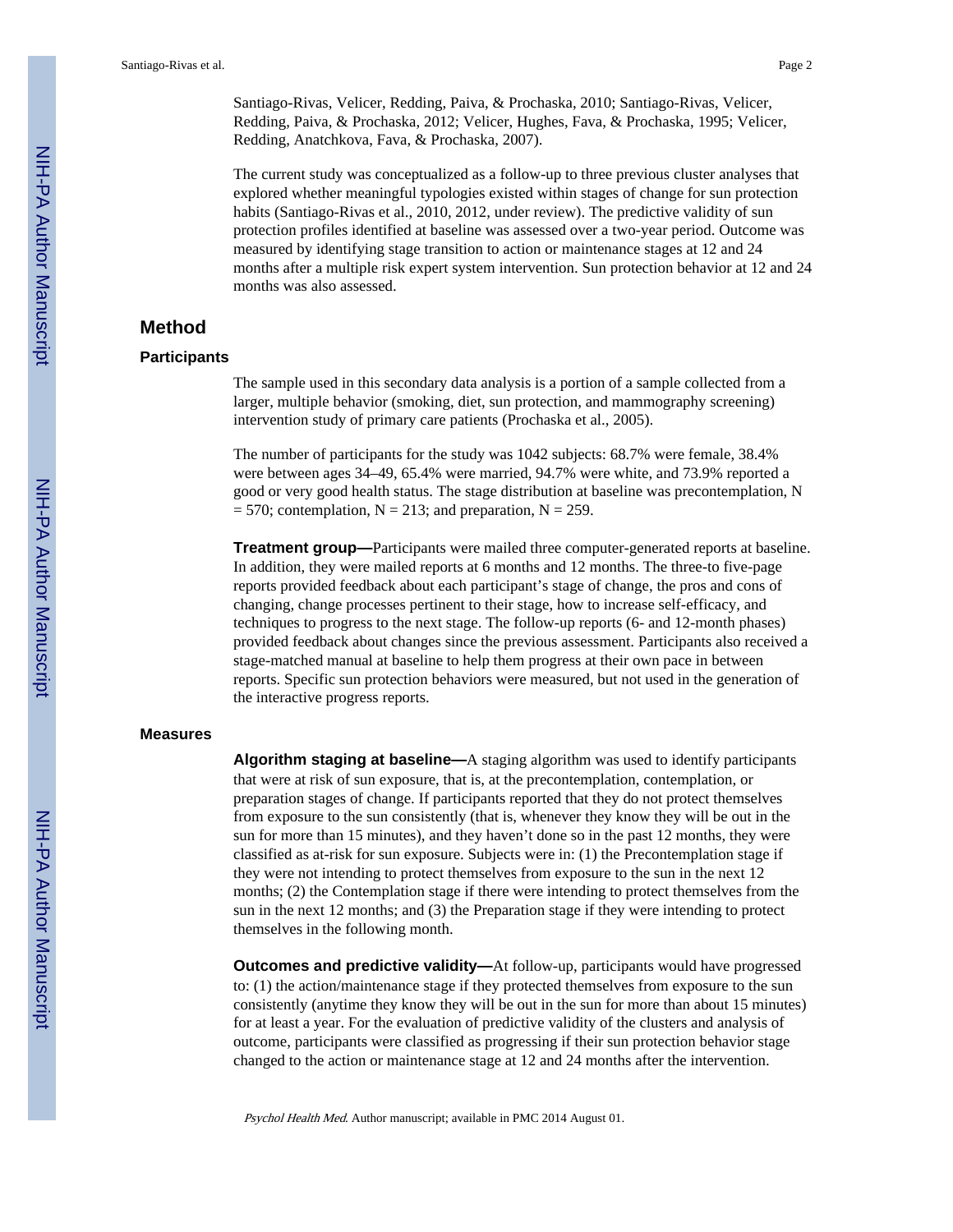Santiago-Rivas, Velicer, Redding, Paiva, & Prochaska, 2010; Santiago-Rivas, Velicer, Redding, Paiva, & Prochaska, 2012; Velicer, Hughes, Fava, & Prochaska, 1995; Velicer, Redding, Anatchkova, Fava, & Prochaska, 2007).

The current study was conceptualized as a follow-up to three previous cluster analyses that explored whether meaningful typologies existed within stages of change for sun protection habits (Santiago-Rivas et al., 2010, 2012, under review). The predictive validity of sun protection profiles identified at baseline was assessed over a two-year period. Outcome was measured by identifying stage transition to action or maintenance stages at 12 and 24 months after a multiple risk expert system intervention. Sun protection behavior at 12 and 24 months was also assessed.

## Method

### Participants

The sample used in this secondary data analysis is a portion of a sample collected from a larger, multiple behavior (smoking, diet, sun protection, and mammography screening) intervention study of primary care patients (Prochaska et al., 2005).

The number of participants for the study was 1042 subjects: 68.7% were female, 38.4% were between ages 34–49, 65.4% were married, 94.7% were white, and 73.9% reported a good or very good health status. The stage distribution at baseline was precontemplation, N = 570; contemplation, N = 213; and preparation, N = 259.

**Treatment group—**Participants were mailed three computer-generated reports at baseline. In addition, they were mailed reports at 6 months and 12 months. The three-to five-page reports provided feedback about each participant's stage of change, the pros and cons of changing, change processes pertinent to their stage, how to increase self-efficacy, and techniques to progress to the next stage. The follow-up reports (6- and 12-month phases) provided feedback about changes since the previous assessment. Participants also received a stage-matched manual at baseline to help them progress at their own pace in between reports. Specific sun protection behaviors were measured, but not used in the generation of the interactive progress reports.

### Measures

**Algorithm staging at baseline—**A staging algorithm was used to identify participants that were at risk of sun exposure, that is, at the precontemplation, contemplation, or preparation stages of change. If participants reported that they do not protect themselves from exposure to the sun consistently (that is, whenever they know they will be out in the sun for more than 15 minutes), and they haven't done so in the past 12 months, they were classified as at-risk for sun exposure. Subjects were in: (1) the Precontemplation stage if they were not intending to protect themselves from exposure to the sun in the next 12 months; (2) the Contemplation stage if there were intending to protect themselves from the sun in the next 12 months; and (3) the Preparation stage if they were intending to protect themselves in the following month.

**Outcomes and predictive validity—**At follow-up, participants would have progressed to: (1) the action/maintenance stage if they protected themselves from exposure to the sun consistently (anytime they know they will be out in the sun for more than about 15 minutes) for at least a year. For the evaluation of predictive validity of the clusters and analysis of outcome, participants were classified as progressing if their sun protection behavior stage changed to the action or maintenance stage at 12 and 24 months after the intervention.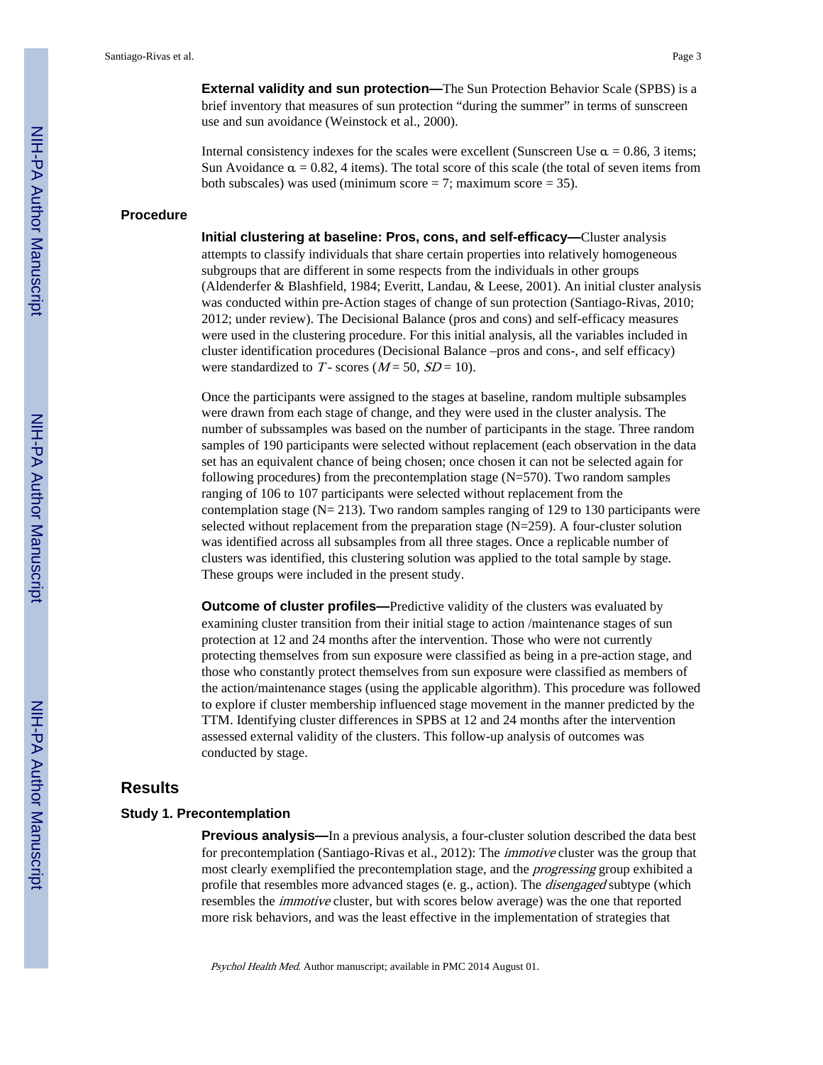**External validity and sun protection—**The Sun Protection Behavior Scale (SPBS) is a brief inventory that measures of sun protection "during the summer" in terms of sunscreen use and sun avoidance (Weinstock et al., 2000).

Internal consistency indexes for the scales were excellent (Sunscreen Use $\alpha$ = 0.86, 3 items; Sun Avoidance $\alpha$ = 0.82, 4 items). The total score of this scale (the total of seven items from both subscales) was used (minimum score = 7; maximum score = 35).

### Procedure

**Initial clustering at baseline: Pros, cons, and self-efficacy—**Cluster analysis attempts to classify individuals that share certain properties into relatively homogeneous subgroups that are different in some respects from the individuals in other groups (Aldenderfer & Blashfield, 1984; Everitt, Landau, & Leese, 2001). An initial cluster analysis was conducted within pre-Action stages of change of sun protection (Santiago-Rivas, 2010; 2012; under review). The Decisional Balance (pros and cons) and self-efficacy measures were used in the clustering procedure. For this initial analysis, all the variables included in cluster identification procedures (Decisional Balance –pros and cons-, and self efficacy) were standardized to $T$- scores ($M$ = 50, $SD$ = 10).

Once the participants were assigned to the stages at baseline, random multiple subsamples were drawn from each stage of change, and they were used in the cluster analysis. The number of subssamples was based on the number of participants in the stage. Three random samples of 190 participants were selected without replacement (each observation in the data set has an equivalent chance of being chosen; once chosen it can not be selected again for following procedures) from the precontemplation stage (N=570). Two random samples ranging of 106 to 107 participants were selected without replacement from the contemplation stage (N= 213). Two random samples ranging of 129 to 130 participants were selected without replacement from the preparation stage (N=259). A four-cluster solution was identified across all subsamples from all three stages. Once a replicable number of clusters was identified, this clustering solution was applied to the total sample by stage. These groups were included in the present study.

**Outcome of cluster profiles—**Predictive validity of the clusters was evaluated by examining cluster transition from their initial stage to action /maintenance stages of sun protection at 12 and 24 months after the intervention. Those who were not currently protecting themselves from sun exposure were classified as being in a pre-action stage, and those who constantly protect themselves from sun exposure were classified as members of the action/maintenance stages (using the applicable algorithm). This procedure was followed to explore if cluster membership influenced stage movement in the manner predicted by the TTM. Identifying cluster differences in SPBS at 12 and 24 months after the intervention assessed external validity of the clusters. This follow-up analysis of outcomes was conducted by stage.

## Results

### Study 1. Precontemplation

**Previous analysis—**In a previous analysis, a four-cluster solution described the data best for precontemplation (Santiago-Rivas et al., 2012): The *immotive* cluster was the group that most clearly exemplified the precontemplation stage, and the *progressing* group exhibited a profile that resembles more advanced stages (e. g., action). The *disengaged* subtype (which resembles the *immotive* cluster, but with scores below average) was the one that reported more risk behaviors, and was the least effective in the implementation of strategies that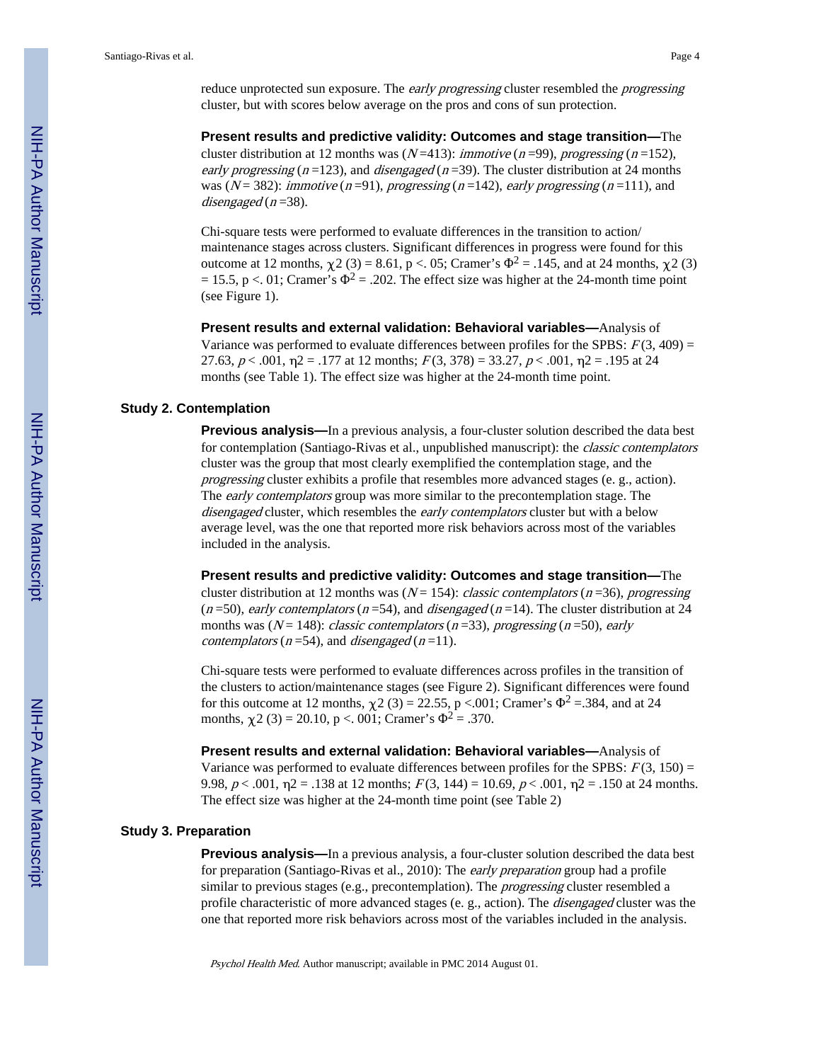reduce unprotected sun exposure. The *early progressing* cluster resembled the *progressing* cluster, but with scores below average on the pros and cons of sun protection.

#### Present results and predictive validity: Outcomes and stage transition—

The cluster distribution at 12 months was ($N$=413): *immotive* ($n$=99), *progressing* ($n$=152), *early progressing* ($n$=123), and *disengaged* ($n$=39). The cluster distribution at 24 months was ($N$= 382): *immotive* ($n$=91), *progressing* ($n$=142), *early progressing* ($n$=111), and *disengaged* ($n$=38).

Chi-square tests were performed to evaluate differences in the transition to action/maintenance stages across clusters. Significant differences in progress were found for this outcome at 12 months, $\chi 2$ (3) = 8.61, p <. 05; Cramer's $\Phi^2$ = .145, and at 24 months, $\chi 2$ (3) = 15.5, p <. 01; Cramer's $\Phi^2$ = .202. The effect size was higher at the 24-month time point (see Figure 1).

#### Present results and external validation: Behavioral variables—

Analysis of Variance was performed to evaluate differences between profiles for the SPBS: $F(3, 409)$ = 27.63, $p < .001$, $\eta 2$ = .177 at 12 months; $F(3, 378)$ = 33.27, $p < .001$, $\eta 2$ = .195 at 24 months (see Table 1). The effect size was higher at the 24-month time point.

### Study 2. Contemplation

#### Previous analysis—

In a previous analysis, a four-cluster solution described the data best for contemplation (Santiago-Rivas et al., unpublished manuscript): the *classic contemplators* cluster was the group that most clearly exemplified the contemplation stage, and the *progressing* cluster exhibits a profile that resembles more advanced stages (e. g., action). The *early contemplators* group was more similar to the precontemplation stage. The *disengaged* cluster, which resembles the *early contemplators* cluster but with a below average level, was the one that reported more risk behaviors across most of the variables included in the analysis.

#### Present results and predictive validity: Outcomes and stage transition—

The cluster distribution at 12 months was ($N$= 154): *classic contemplators* ($n$=36), *progressing* ($n$=50), *early contemplators* ($n$=54), and *disengaged* ($n$=14). The cluster distribution at 24 months was ($N$= 148): *classic contemplators* ($n$=33), *progressing* ($n$=50), *early contemplators* ($n$=54), and *disengaged* ($n$=11).

Chi-square tests were performed to evaluate differences across profiles in the transition of the clusters to action/maintenance stages (see Figure 2). Significant differences were found for this outcome at 12 months, $\chi 2$ (3) = 22.55, p <.001; Cramer's $\Phi^2$ =.384, and at 24 months, $\chi 2$ (3) = 20.10, p <. 001; Cramer's $\Phi^2$ = .370.

#### Present results and external validation: Behavioral variables—

Analysis of Variance was performed to evaluate differences between profiles for the SPBS: $F(3, 150)$ = 9.98, $p < .001$, $\eta 2$ = .138 at 12 months; $F(3, 144)$ = 10.69, $p < .001$, $\eta 2$ = .150 at 24 months. The effect size was higher at the 24-month time point (see Table 2)

### Study 3. Preparation

#### Previous analysis—

In a previous analysis, a four-cluster solution described the data best for preparation (Santiago-Rivas et al., 2010): The *early preparation* group had a profile similar to previous stages (e.g., precontemplation). The *progressing* cluster resembled a profile characteristic of more advanced stages (e. g., action). The *disengaged* cluster was the one that reported more risk behaviors across most of the variables included in the analysis.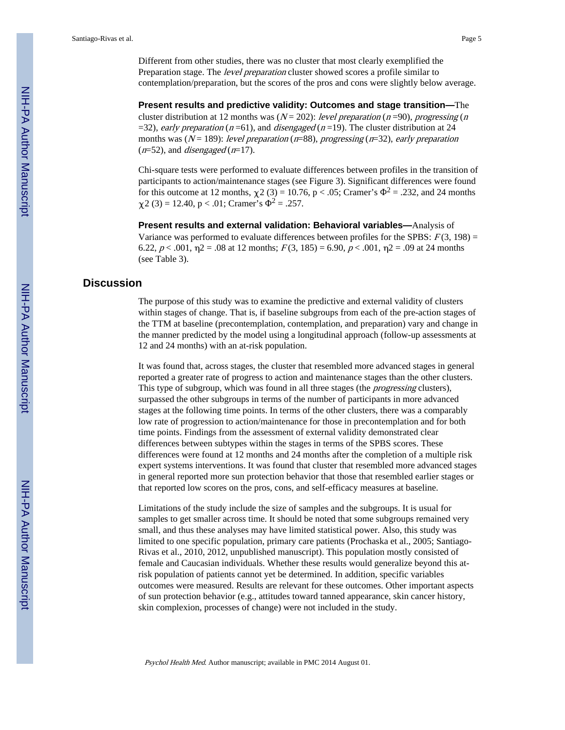Different from other studies, there was no cluster that most clearly exemplified the Preparation stage. The *level preparation* cluster showed scores a profile similar to contemplation/preparation, but the scores of the pros and cons were slightly below average.

#### Present results and predictive validity: Outcomes and stage transition—

The cluster distribution at 12 months was ($N$ = 202): *level preparation* ($n$ =90), *progressing* ($n$ =32), *early preparation* ($n$ =61), and *disengaged* ($n$ =19). The cluster distribution at 24 months was ($N$ = 189): *level preparation* ($n$=88), *progressing* ($n$=32), *early preparation* ($n$=52), and *disengaged* ($n$=17).

Chi-square tests were performed to evaluate differences between profiles in the transition of participants to action/maintenance stages (see Figure 3). Significant differences were found for this outcome at 12 months, $\chi 2$ (3) = 10.76, p < .05; Cramer's $\Phi^2$ = .232, and 24 months $\chi 2$ (3) = 12.40, p < .01; Cramer's $\Phi^2$ = .257.

#### Present results and external validation: Behavioral variables—

Analysis of Variance was performed to evaluate differences between profiles for the SPBS: $F(3, 198)$ = 6.22, $p$ < .001, $\eta 2$ = .08 at 12 months; $F(3, 185)$ = 6.90, $p$ < .001, $\eta 2$ = .09 at 24 months (see Table 3).

## Discussion

The purpose of this study was to examine the predictive and external validity of clusters within stages of change. That is, if baseline subgroups from each of the pre-action stages of the TTM at baseline (precontemplation, contemplation, and preparation) vary and change in the manner predicted by the model using a longitudinal approach (follow-up assessments at 12 and 24 months) with an at-risk population.

It was found that, across stages, the cluster that resembled more advanced stages in general reported a greater rate of progress to action and maintenance stages than the other clusters. This type of subgroup, which was found in all three stages (the *progressing* clusters), surpassed the other subgroups in terms of the number of participants in more advanced stages at the following time points. In terms of the other clusters, there was a comparably low rate of progression to action/maintenance for those in precontemplation and for both time points. Findings from the assessment of external validity demonstrated clear differences between subtypes within the stages in terms of the SPBS scores. These differences were found at 12 months and 24 months after the completion of a multiple risk expert systems interventions. It was found that cluster that resembled more advanced stages in general reported more sun protection behavior that those that resembled earlier stages or that reported low scores on the pros, cons, and self-efficacy measures at baseline.

Limitations of the study include the size of samples and the subgroups. It is usual for samples to get smaller across time. It should be noted that some subgroups remained very small, and thus these analyses may have limited statistical power. Also, this study was limited to one specific population, primary care patients (Prochaska et al., 2005; Santiago-Rivas et al., 2010, 2012, unpublished manuscript). This population mostly consisted of female and Caucasian individuals. Whether these results would generalize beyond this at-risk population of patients cannot yet be determined. In addition, specific variables outcomes were measured. Results are relevant for these outcomes. Other important aspects of sun protection behavior (e.g., attitudes toward tanned appearance, skin cancer history, skin complexion, processes of change) were not included in the study.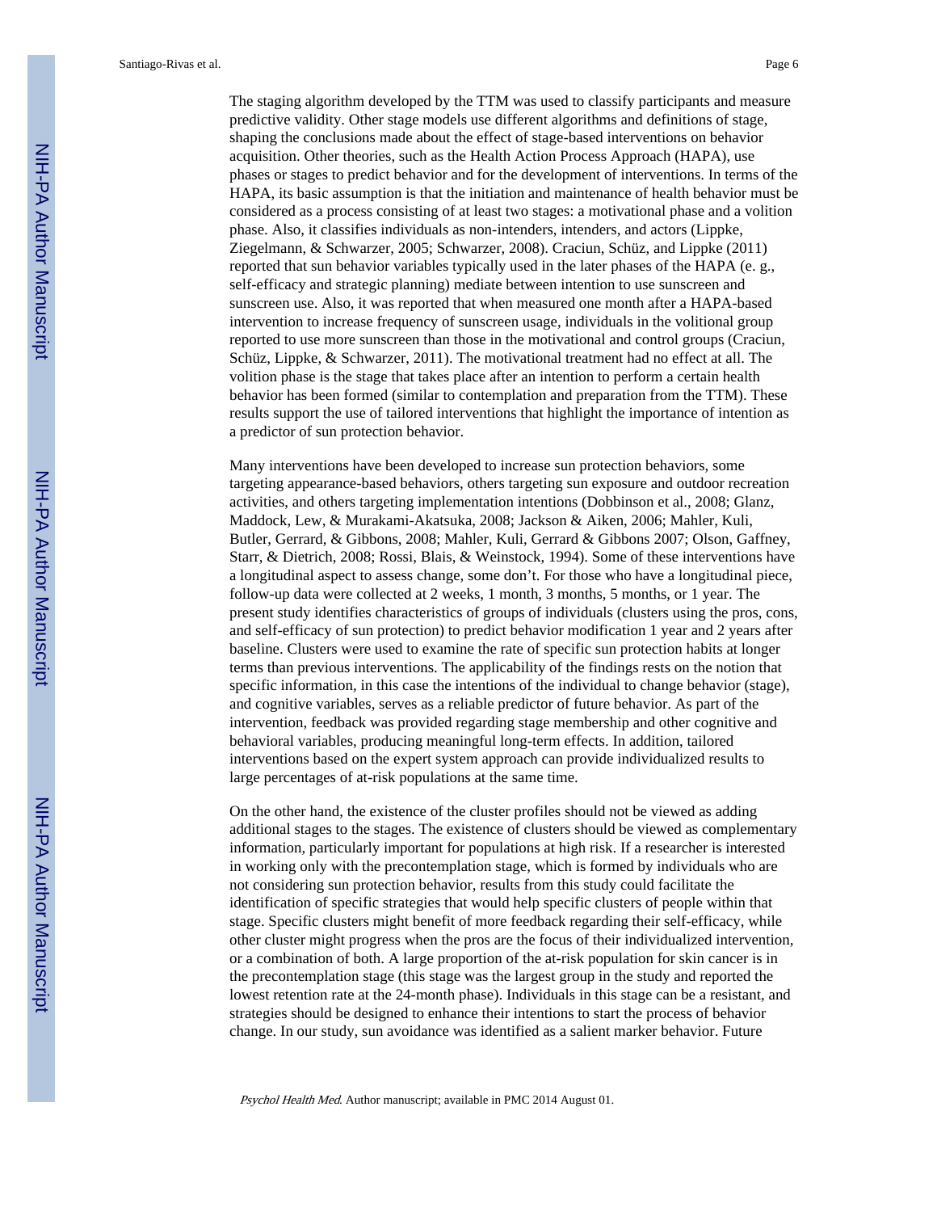The staging algorithm developed by the TTM was used to classify participants and measure predictive validity. Other stage models use different algorithms and definitions of stage, shaping the conclusions made about the effect of stage-based interventions on behavior acquisition. Other theories, such as the Health Action Process Approach (HAPA), use phases or stages to predict behavior and for the development of interventions. In terms of the HAPA, its basic assumption is that the initiation and maintenance of health behavior must be considered as a process consisting of at least two stages: a motivational phase and a volition phase. Also, it classifies individuals as non-intenders, intenders, and actors (Lippke, Ziegelmann, & Schwarzer, 2005; Schwarzer, 2008). Craciun, Schüz, and Lippke (2011) reported that sun behavior variables typically used in the later phases of the HAPA (e. g., self-efficacy and strategic planning) mediate between intention to use sunscreen and sunscreen use. Also, it was reported that when measured one month after a HAPA-based intervention to increase frequency of sunscreen usage, individuals in the volitional group reported to use more sunscreen than those in the motivational and control groups (Craciun, Schüz, Lippke, & Schwarzer, 2011). The motivational treatment had no effect at all. The volition phase is the stage that takes place after an intention to perform a certain health behavior has been formed (similar to contemplation and preparation from the TTM). These results support the use of tailored interventions that highlight the importance of intention as a predictor of sun protection behavior.

Many interventions have been developed to increase sun protection behaviors, some targeting appearance-based behaviors, others targeting sun exposure and outdoor recreation activities, and others targeting implementation intentions (Dobbinson et al., 2008; Glanz, Maddock, Lew, & Murakami-Akatsuka, 2008; Jackson & Aiken, 2006; Mahler, Kuli, Butler, Gerrard, & Gibbons, 2008; Mahler, Kuli, Gerrard & Gibbons 2007; Olson, Gaffney, Starr, & Dietrich, 2008; Rossi, Blais, & Weinstock, 1994). Some of these interventions have a longitudinal aspect to assess change, some don't. For those who have a longitudinal piece, follow-up data were collected at 2 weeks, 1 month, 3 months, 5 months, or 1 year. The present study identifies characteristics of groups of individuals (clusters using the pros, cons, and self-efficacy of sun protection) to predict behavior modification 1 year and 2 years after baseline. Clusters were used to examine the rate of specific sun protection habits at longer terms than previous interventions. The applicability of the findings rests on the notion that specific information, in this case the intentions of the individual to change behavior (stage), and cognitive variables, serves as a reliable predictor of future behavior. As part of the intervention, feedback was provided regarding stage membership and other cognitive and behavioral variables, producing meaningful long-term effects. In addition, tailored interventions based on the expert system approach can provide individualized results to large percentages of at-risk populations at the same time.

On the other hand, the existence of the cluster profiles should not be viewed as adding additional stages to the stages. The existence of clusters should be viewed as complementary information, particularly important for populations at high risk. If a researcher is interested in working only with the precontemplation stage, which is formed by individuals who are not considering sun protection behavior, results from this study could facilitate the identification of specific strategies that would help specific clusters of people within that stage. Specific clusters might benefit of more feedback regarding their self-efficacy, while other cluster might progress when the pros are the focus of their individualized intervention, or a combination of both. A large proportion of the at-risk population for skin cancer is in the precontemplation stage (this stage was the largest group in the study and reported the lowest retention rate at the 24-month phase). Individuals in this stage can be a resistant, and strategies should be designed to enhance their intentions to start the process of behavior change. In our study, sun avoidance was identified as a salient marker behavior. Future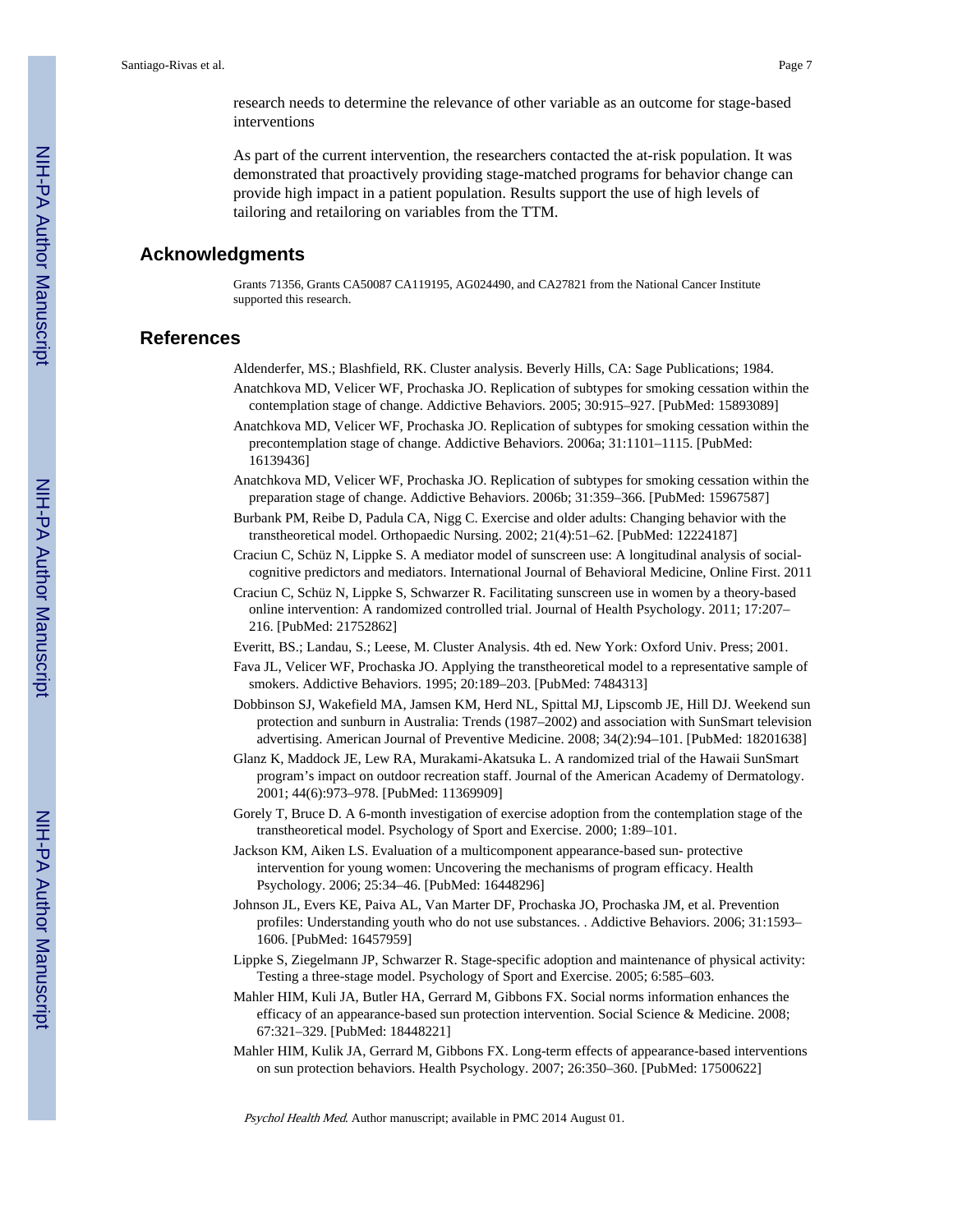research needs to determine the relevance of other variable as an outcome for stage-based interventions

As part of the current intervention, the researchers contacted the at-risk population. It was demonstrated that proactively providing stage-matched programs for behavior change can provide high impact in a patient population. Results support the use of high levels of tailoring and retailoring on variables from the TTM.

## Acknowledgments

Grants 71356, Grants CA50087 CA119195, AG024490, and CA27821 from the National Cancer Institute supported this research.

## References

Aldenderfer, MS.; Blashfield, RK. Cluster analysis. Beverly Hills, CA: Sage Publications; 1984.

Anatchkova MD, Velicer WF, Prochaska JO. Replication of subtypes for smoking cessation within the contemplation stage of change. Addictive Behaviors. 2005; 30:915–927. [PubMed: 15893089]

Anatchkova MD, Velicer WF, Prochaska JO. Replication of subtypes for smoking cessation within the precontemplation stage of change. Addictive Behaviors. 2006a; 31:1101–1115. [PubMed: 16139436]

Anatchkova MD, Velicer WF, Prochaska JO. Replication of subtypes for smoking cessation within the preparation stage of change. Addictive Behaviors. 2006b; 31:359–366. [PubMed: 15967587]

Burbank PM, Reibe D, Padula CA, Nigg C. Exercise and older adults: Changing behavior with the transtheoretical model. Orthopaedic Nursing. 2002; 21(4):51–62. [PubMed: 12224187]

Craciun C, Schüz N, Lippke S. A mediator model of sunscreen use: A longitudinal analysis of social-cognitive predictors and mediators. International Journal of Behavioral Medicine, Online First. 2011

Craciun C, Schüz N, Lippke S, Schwarzer R. Facilitating sunscreen use in women by a theory-based online intervention: A randomized controlled trial. Journal of Health Psychology. 2011; 17:207–216. [PubMed: 21752862]

Everitt, BS.; Landau, S.; Leese, M. Cluster Analysis. 4th ed. New York: Oxford Univ. Press; 2001.

Fava JL, Velicer WF, Prochaska JO. Applying the transtheoretical model to a representative sample of smokers. Addictive Behaviors. 1995; 20:189–203. [PubMed: 7484313]

Dobbinson SJ, Wakefield MA, Jamsen KM, Herd NL, Spittal MJ, Lipscomb JE, Hill DJ. Weekend sun protection and sunburn in Australia: Trends (1987–2002) and association with SunSmart television advertising. American Journal of Preventive Medicine. 2008; 34(2):94–101. [PubMed: 18201638]

Glanz K, Maddock JE, Lew RA, Murakami-Akatsuka L. A randomized trial of the Hawaii SunSmart program's impact on outdoor recreation staff. Journal of the American Academy of Dermatology. 2001; 44(6):973–978. [PubMed: 11369909]

Gorely T, Bruce D. A 6-month investigation of exercise adoption from the contemplation stage of the transtheoretical model. Psychology of Sport and Exercise. 2000; 1:89–101.

Jackson KM, Aiken LS. Evaluation of a multicomponent appearance-based sun- protective intervention for young women: Uncovering the mechanisms of program efficacy. Health Psychology. 2006; 25:34–46. [PubMed: 16448296]

Johnson JL, Evers KE, Paiva AL, Van Marter DF, Prochaska JO, Prochaska JM, et al. Prevention profiles: Understanding youth who do not use substances. . Addictive Behaviors. 2006; 31:1593–1606. [PubMed: 16457959]

Lippke S, Ziegelmann JP, Schwarzer R. Stage-specific adoption and maintenance of physical activity: Testing a three-stage model. Psychology of Sport and Exercise. 2005; 6:585–603.

Mahler HIM, Kuli JA, Butler HA, Gerrard M, Gibbons FX. Social norms information enhances the efficacy of an appearance-based sun protection intervention. Social Science & Medicine. 2008; 67:321–329. [PubMed: 18448221]

Mahler HIM, Kulik JA, Gerrard M, Gibbons FX. Long-term effects of appearance-based interventions on sun protection behaviors. Health Psychology. 2007; 26:350–360. [PubMed: 17500622]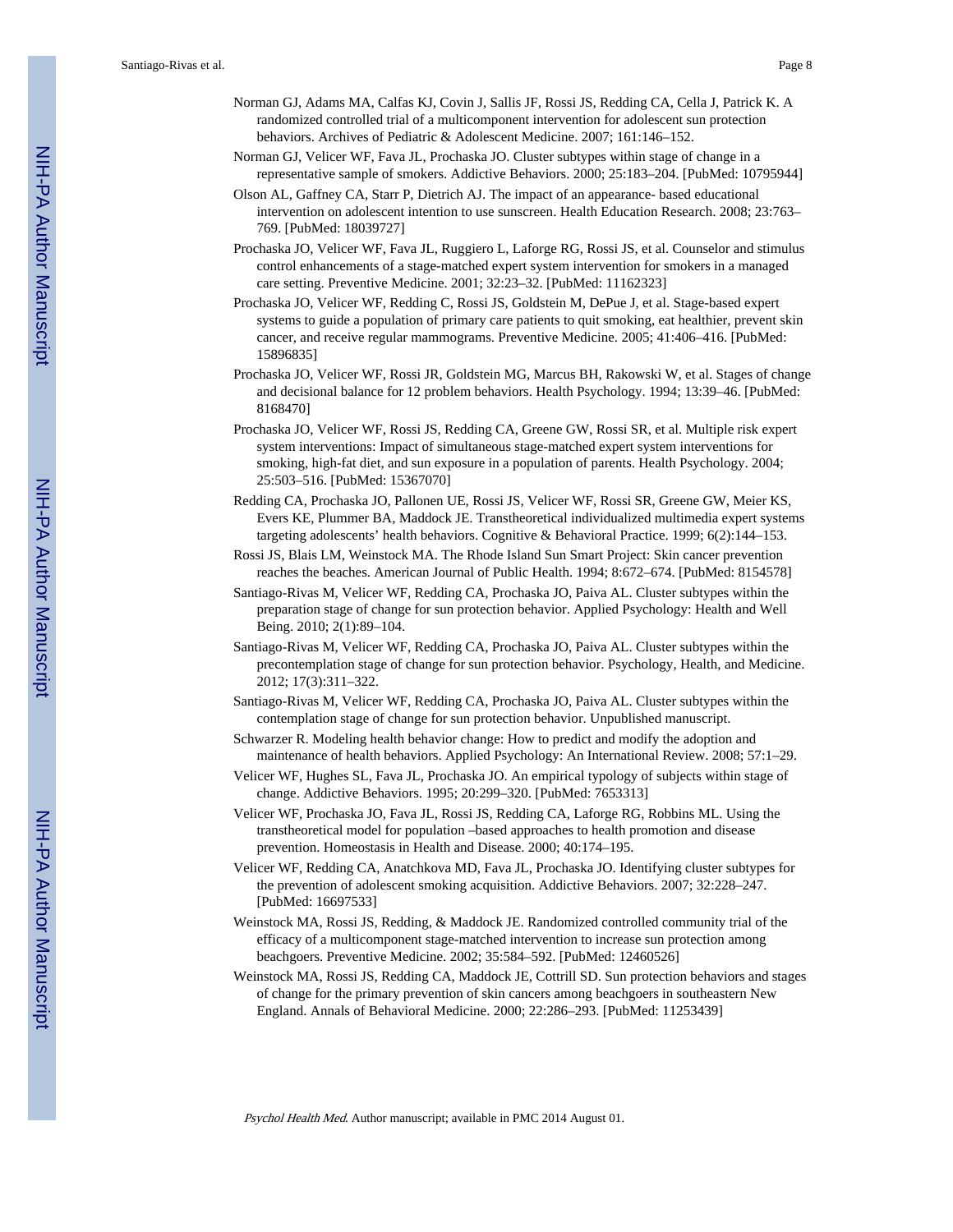Norman GJ, Adams MA, Calfas KJ, Covin J, Sallis JF, Rossi JS, Redding CA, Cella J, Patrick K. A randomized controlled trial of a multicomponent intervention for adolescent sun protection behaviors. Archives of Pediatric & Adolescent Medicine. 2007; 161:146–152.

Norman GJ, Velicer WF, Fava JL, Prochaska JO. Cluster subtypes within stage of change in a representative sample of smokers. Addictive Behaviors. 2000; 25:183–204. [PubMed: 10795944]

Olson AL, Gaffney CA, Starr P, Dietrich AJ. The impact of an appearance- based educational intervention on adolescent intention to use sunscreen. Health Education Research. 2008; 23:763–769. [PubMed: 18039727]

Prochaska JO, Velicer WF, Fava JL, Ruggiero L, Laforge RG, Rossi JS, et al. Counselor and stimulus control enhancements of a stage-matched expert system intervention for smokers in a managed care setting. Preventive Medicine. 2001; 32:23–32. [PubMed: 11162323]

Prochaska JO, Velicer WF, Redding C, Rossi JS, Goldstein M, DePue J, et al. Stage-based expert systems to guide a population of primary care patients to quit smoking, eat healthier, prevent skin cancer, and receive regular mammograms. Preventive Medicine. 2005; 41:406–416. [PubMed: 15896835]

Prochaska JO, Velicer WF, Rossi JR, Goldstein MG, Marcus BH, Rakowski W, et al. Stages of change and decisional balance for 12 problem behaviors. Health Psychology. 1994; 13:39–46. [PubMed: 8168470]

Prochaska JO, Velicer WF, Rossi JS, Redding CA, Greene GW, Rossi SR, et al. Multiple risk expert system interventions: Impact of simultaneous stage-matched expert system interventions for smoking, high-fat diet, and sun exposure in a population of parents. Health Psychology. 2004; 25:503–516. [PubMed: 15367070]

Redding CA, Prochaska JO, Pallonen UE, Rossi JS, Velicer WF, Rossi SR, Greene GW, Meier KS, Evers KE, Plummer BA, Maddock JE. Transtheoretical individualized multimedia expert systems targeting adolescents' health behaviors. Cognitive & Behavioral Practice. 1999; 6(2):144–153.

Rossi JS, Blais LM, Weinstock MA. The Rhode Island Sun Smart Project: Skin cancer prevention reaches the beaches. American Journal of Public Health. 1994; 8:672–674. [PubMed: 8154578]

Santiago-Rivas M, Velicer WF, Redding CA, Prochaska JO, Paiva AL. Cluster subtypes within the preparation stage of change for sun protection behavior. Applied Psychology: Health and Well Being. 2010; 2(1):89–104.

Santiago-Rivas M, Velicer WF, Redding CA, Prochaska JO, Paiva AL. Cluster subtypes within the precontemplation stage of change for sun protection behavior. Psychology, Health, and Medicine. 2012; 17(3):311–322.

Santiago-Rivas M, Velicer WF, Redding CA, Prochaska JO, Paiva AL. Cluster subtypes within the contemplation stage of change for sun protection behavior. Unpublished manuscript.

Schwarzer R. Modeling health behavior change: How to predict and modify the adoption and maintenance of health behaviors. Applied Psychology: An International Review. 2008; 57:1–29.

Velicer WF, Hughes SL, Fava JL, Prochaska JO. An empirical typology of subjects within stage of change. Addictive Behaviors. 1995; 20:299–320. [PubMed: 7653313]

Velicer WF, Prochaska JO, Fava JL, Rossi JS, Redding CA, Laforge RG, Robbins ML. Using the transtheoretical model for population –based approaches to health promotion and disease prevention. Homeostasis in Health and Disease. 2000; 40:174–195.

Velicer WF, Redding CA, Anatchkova MD, Fava JL, Prochaska JO. Identifying cluster subtypes for the prevention of adolescent smoking acquisition. Addictive Behaviors. 2007; 32:228–247. [PubMed: 16697533]

Weinstock MA, Rossi JS, Redding, & Maddock JE. Randomized controlled community trial of the efficacy of a multicomponent stage-matched intervention to increase sun protection among beachgoers. Preventive Medicine. 2002; 35:584–592. [PubMed: 12460526]

Weinstock MA, Rossi JS, Redding CA, Maddock JE, Cottrill SD. Sun protection behaviors and stages of change for the primary prevention of skin cancers among beachgoers in southeastern New England. Annals of Behavioral Medicine. 2000; 22:286–293. [PubMed: 11253439]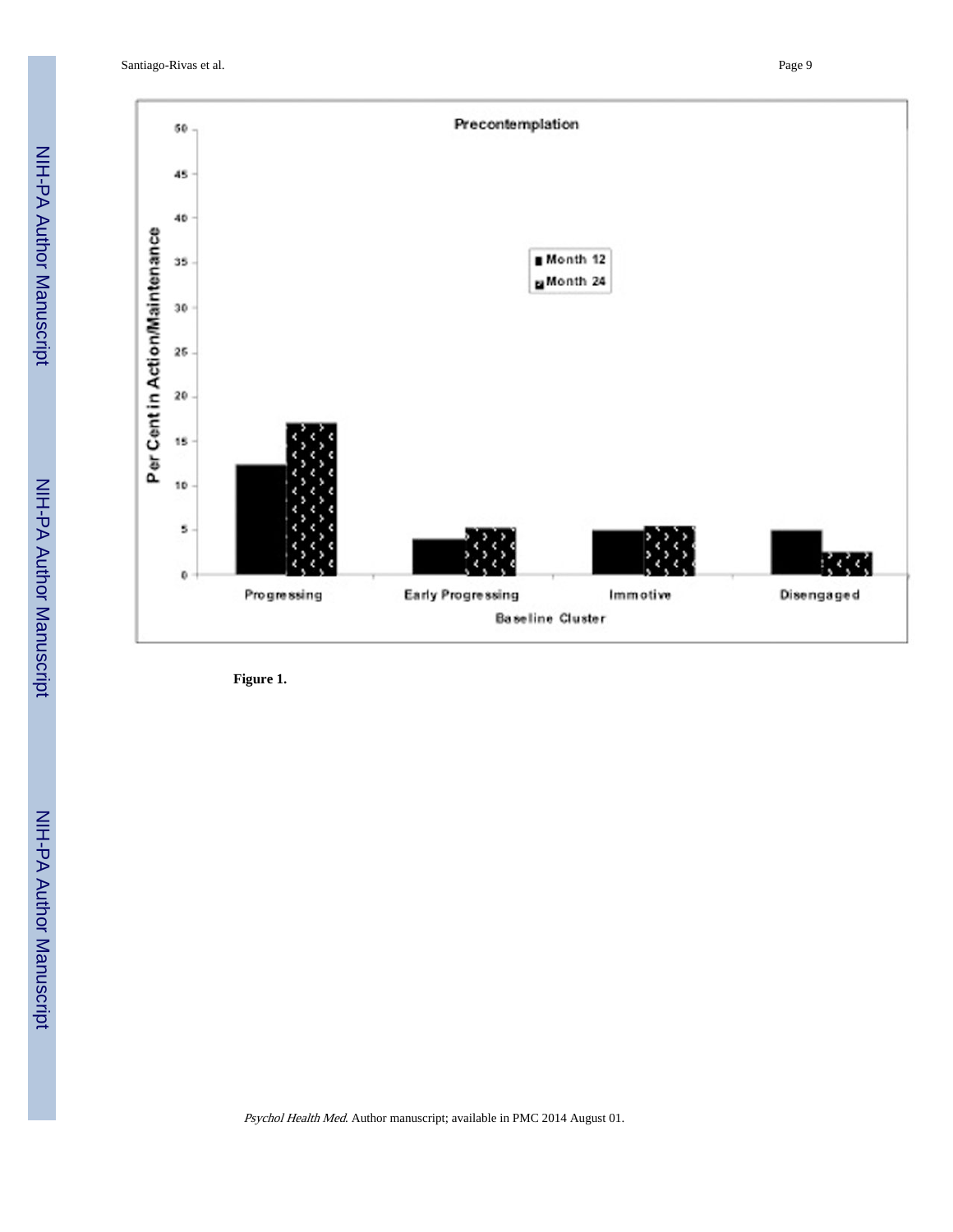**Figure 1.**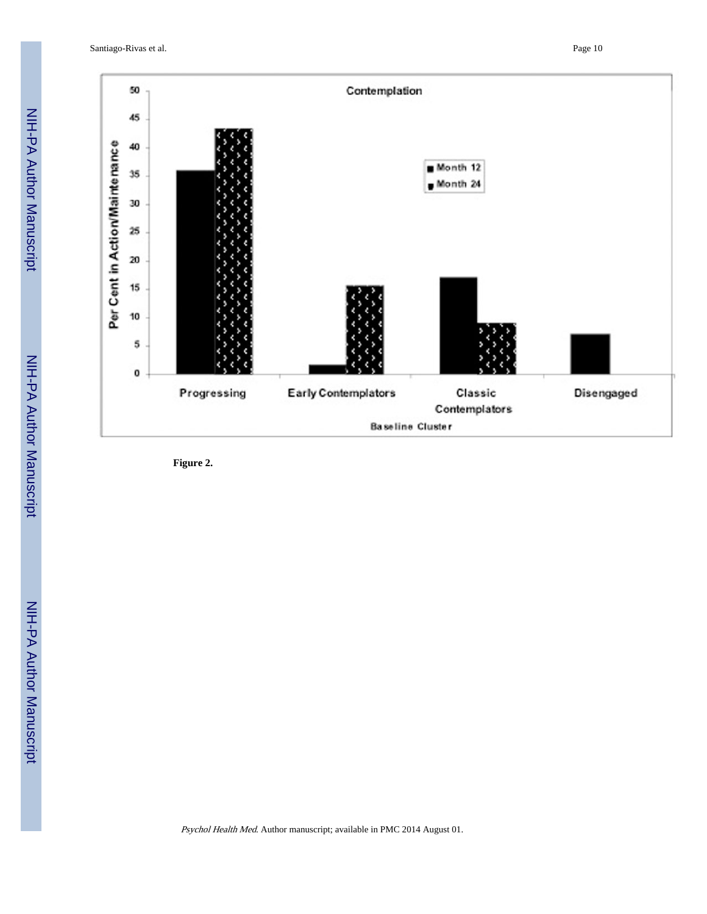Figure 2.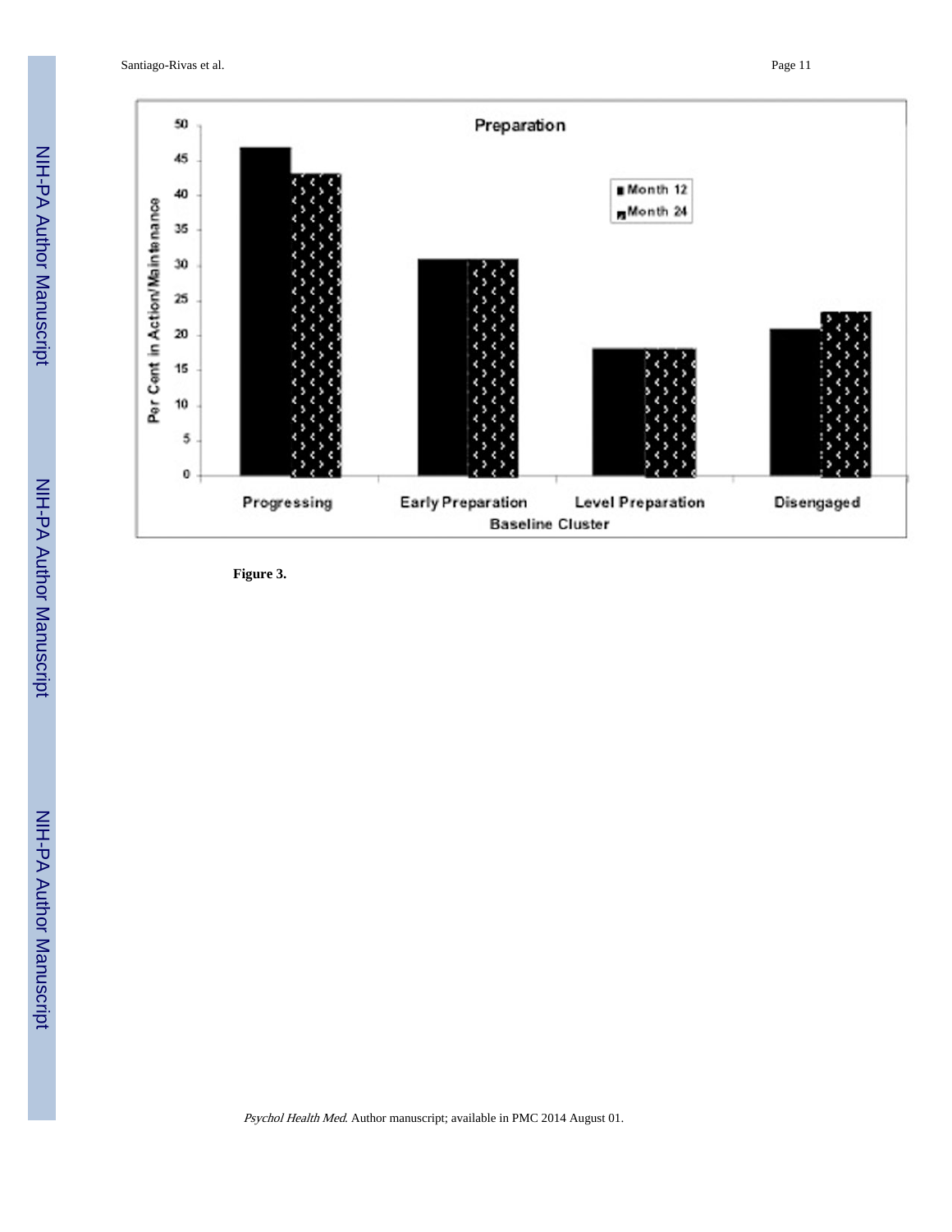**Figure 3.**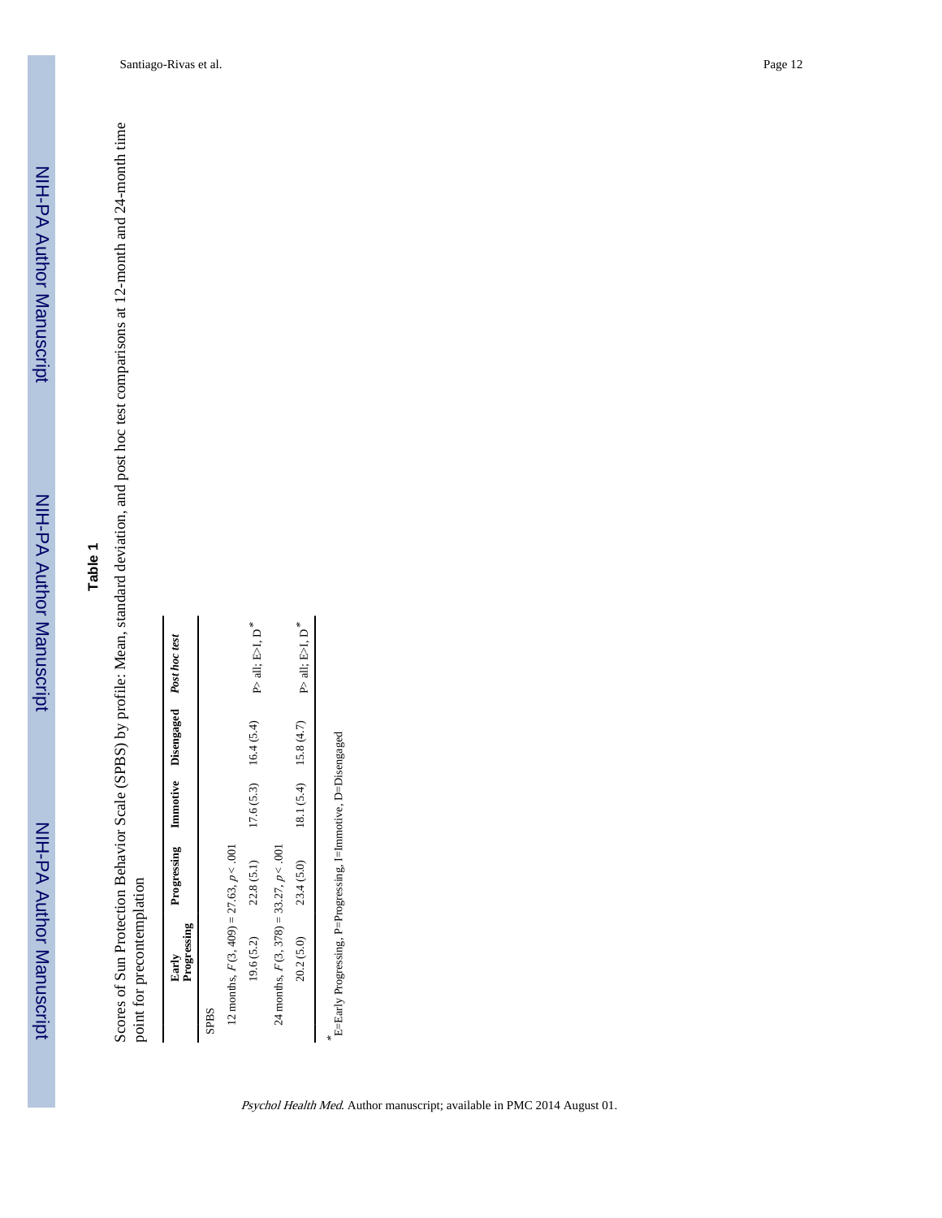**Table 1**

Scores of Sun Protection Behavior Scale (SPBS) by profile: Mean, standard deviation, and post hoc test comparisons at 12-month and 24-month time point for precontemplation

| | Early Progressing | Progressing | Immotive | Disengaged | *Post hoc test* |
|---|---|---|---|---|---|
| SPBS | | | | | |
| 12 months, $F(3, 409) = 27.63$, $p < .001$ | | | | | |
| | 19.6 (5.2) | 22.8 (5.1) | 17.6 (5.3) | 16.4 (5.4) | P> all; E>I, D* |
| 24 months, $F(3, 378) = 33.27$, $p < .001$ | | | | | |
| | 20.2 (5.0) | 23.4 (5.0) | 18.1 (5.4) | 15.8 (4.7) | P> all; E>I, D* |

*E=Early Progressing, P=Progressing, I=Immotive, D=Disengaged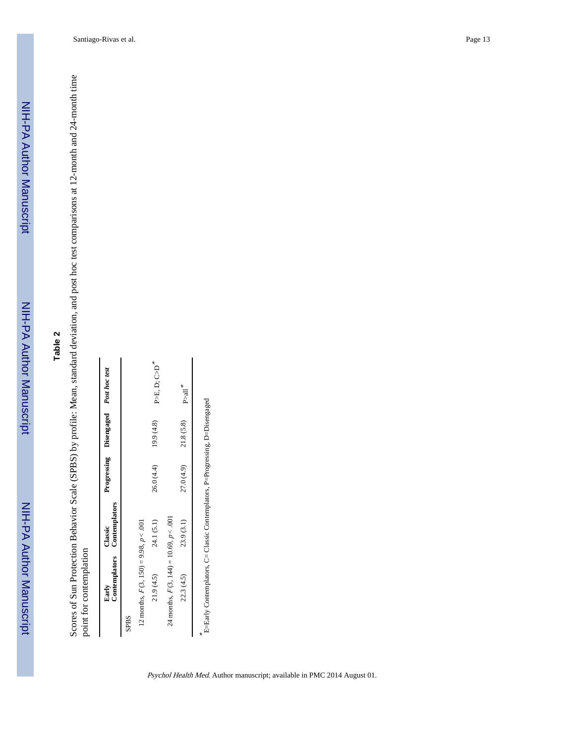**Table 2**

Scores of Sun Protection Behavior Scale (SPBS) by profile: Mean, standard deviation, and post hoc test comparisons at 12-month and 24-month time point for contemplation

| | Early Contemplators | Classic Contemplators | Progressing | Disengaged | *Post hoc test* |
|---|---|---|---|---|---|
| SPBS | | | | | |
| 12 months, $F(3, 150) = 9.98$, $p < .001$ | | | | | |
| | 21.9 (4.5) | 24.1 (5.1) | 26.0 (4.4) | 19.9 (4.8) | P>E, D; C>D[*] |
| 24 months, $F(3, 144) = 10.69$, $p < .001$ | | | | | |
| | 22.3 (4.5) | 23.9 (3.1) | 27.0 (4.9) | 21.8 (5.8) | P>all[*] |

[*] E=Early Contemplators, C= Classic Contemplators, P=Progressing, D=Disengaged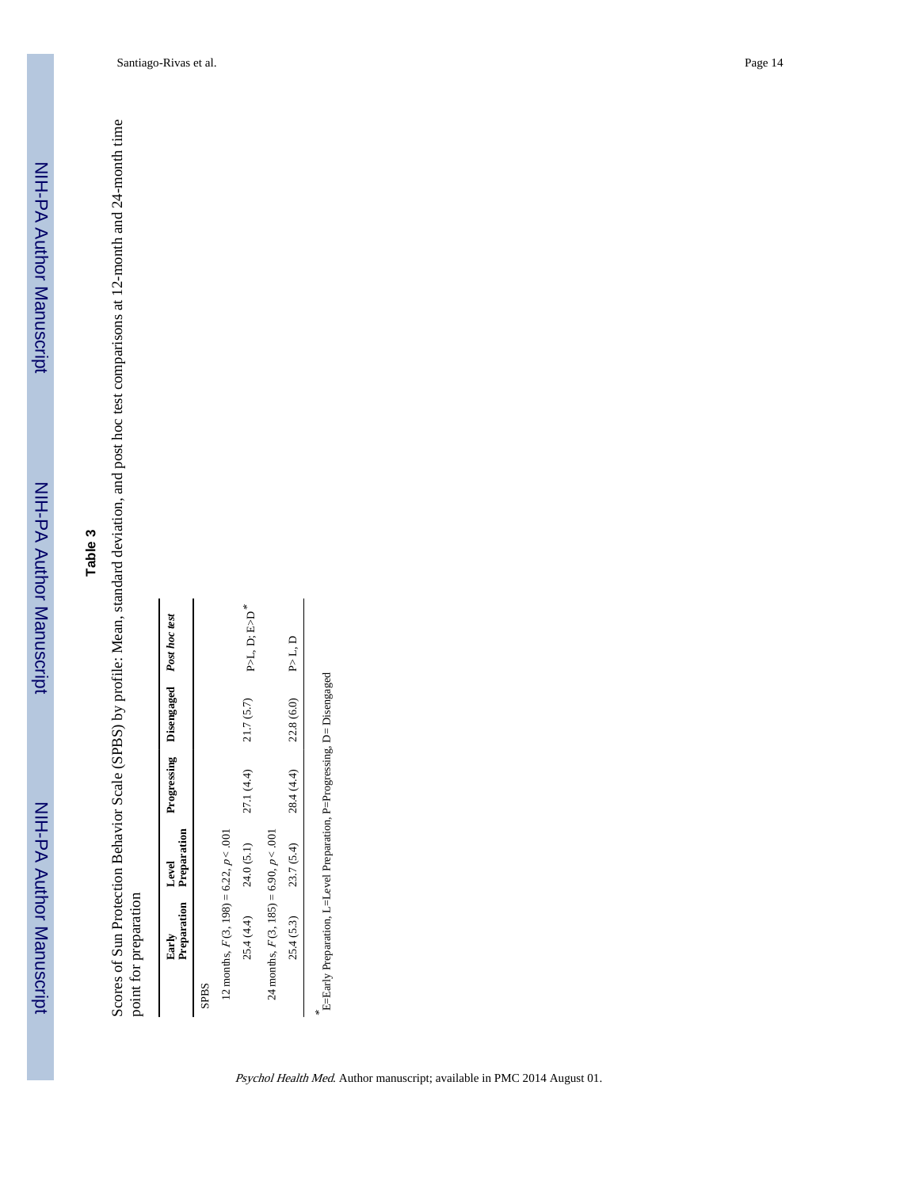## Table 3

Scores of Sun Protection Behavior Scale (SPBS) by profile: Mean, standard deviation, and post hoc test comparisons at 12-month and 24-month time point for preparation

| | Early Preparation | Level Preparation | Progressing | Disengaged | *Post hoc test* |
|---|---|---|---|---|---|
| SPBS | | | | | |
| 12 months, $F(3, 198) = 6.22$, $p < .001$ | | | | | |
| | 25.4 (4.4) | 24.0 (5.1) | 27.1 (4.4) | 21.7 (5.7) | P>L, D; E>D* |
| 24 months, $F(3, 185) = 6.90$, $p < .001$ | | | | | |
| | 25.4 (5.3) | 23.7 (5.4) | 28.4 (4.4) | 22.8 (6.0) | P> L, D |

\*E=Early Preparation, L=Level Preparation, P=Progressing, D= Disengaged